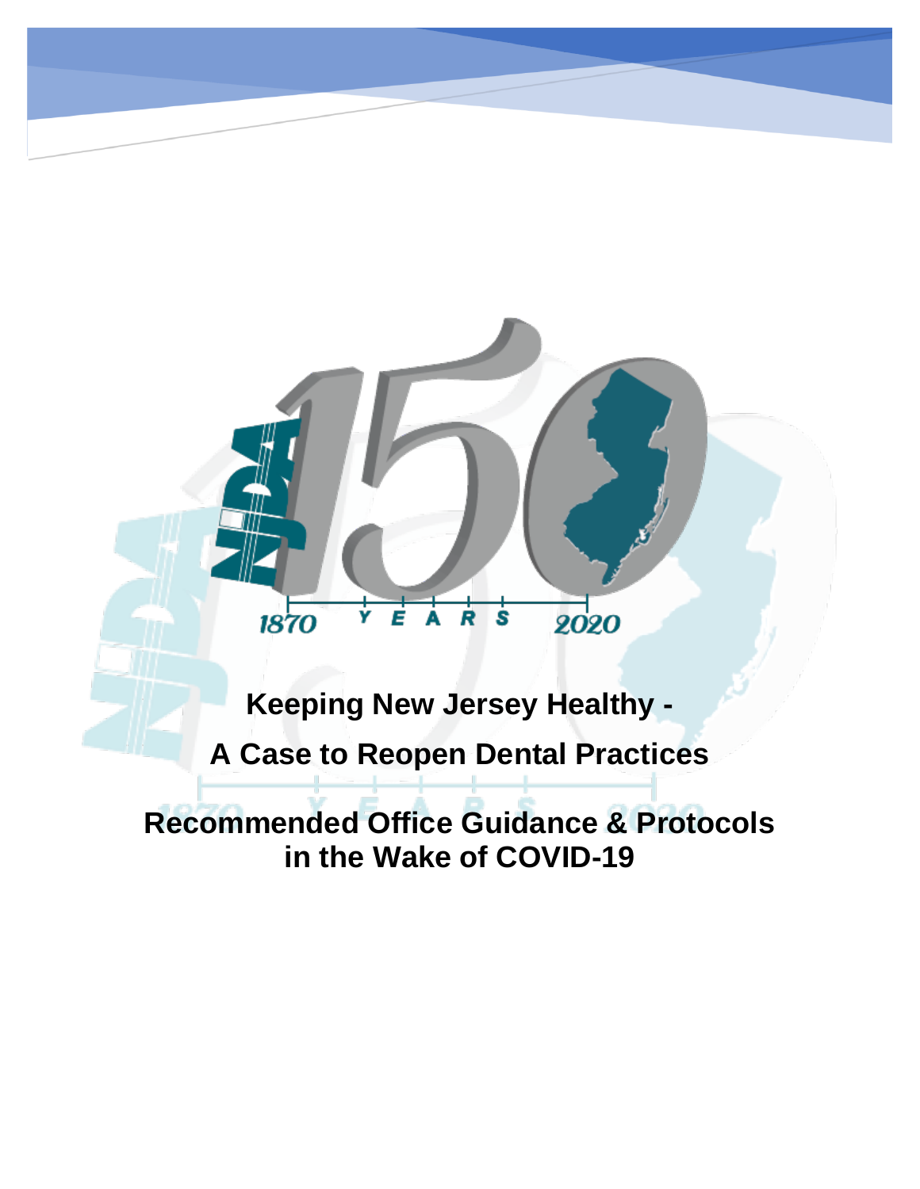NJDA 150

1870 YEARS 2020

# Keeping New Jersey Healthy -

# A Case to Reopen Dental Practices

## Recommended Office Guidance & Protocols in the Wake of COVID-19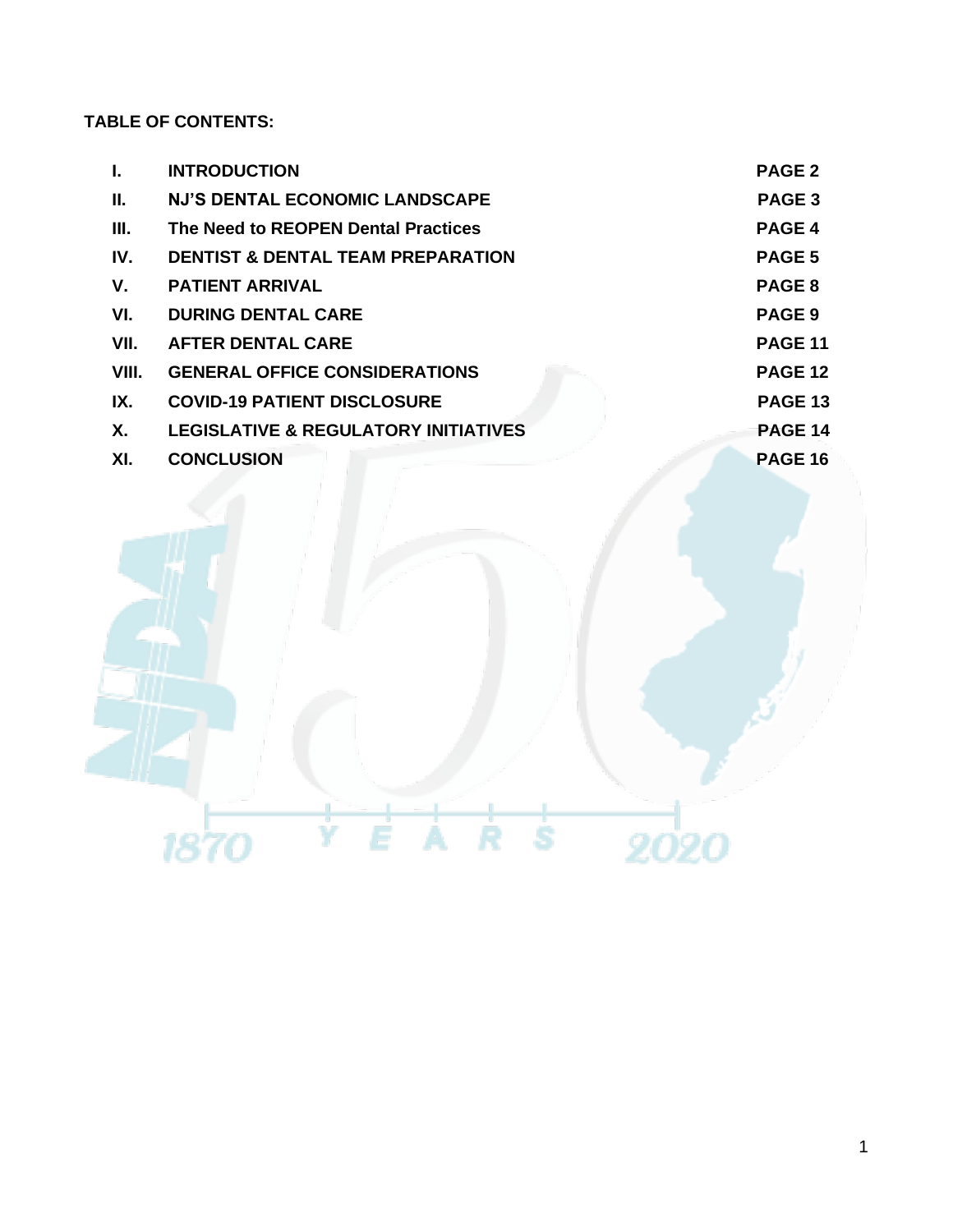**TABLE OF CONTENTS:**

| | | |
|---|---|---|
| **I.** | **INTRODUCTION** | **PAGE 2** |
| **II.** | **NJ'S DENTAL ECONOMIC LANDSCAPE** | **PAGE 3** |
| **III.** | **The Need to REOPEN Dental Practices** | **PAGE 4** |
| **IV.** | **DENTIST & DENTAL TEAM PREPARATION** | **PAGE 5** |
| **V.** | **PATIENT ARRIVAL** | **PAGE 8** |
| **VI.** | **DURING DENTAL CARE** | **PAGE 9** |
| **VII.** | **AFTER DENTAL CARE** | **PAGE 11** |
| **VIII.** | **GENERAL OFFICE CONSIDERATIONS** | **PAGE 12** |
| **IX.** | **COVID-19 PATIENT DISCLOSURE** | **PAGE 13** |
| **X.** | **LEGISLATIVE & REGULATORY INITIATIVES** | **PAGE 14** |
| **XI.** | **CONCLUSION** | **PAGE 16** |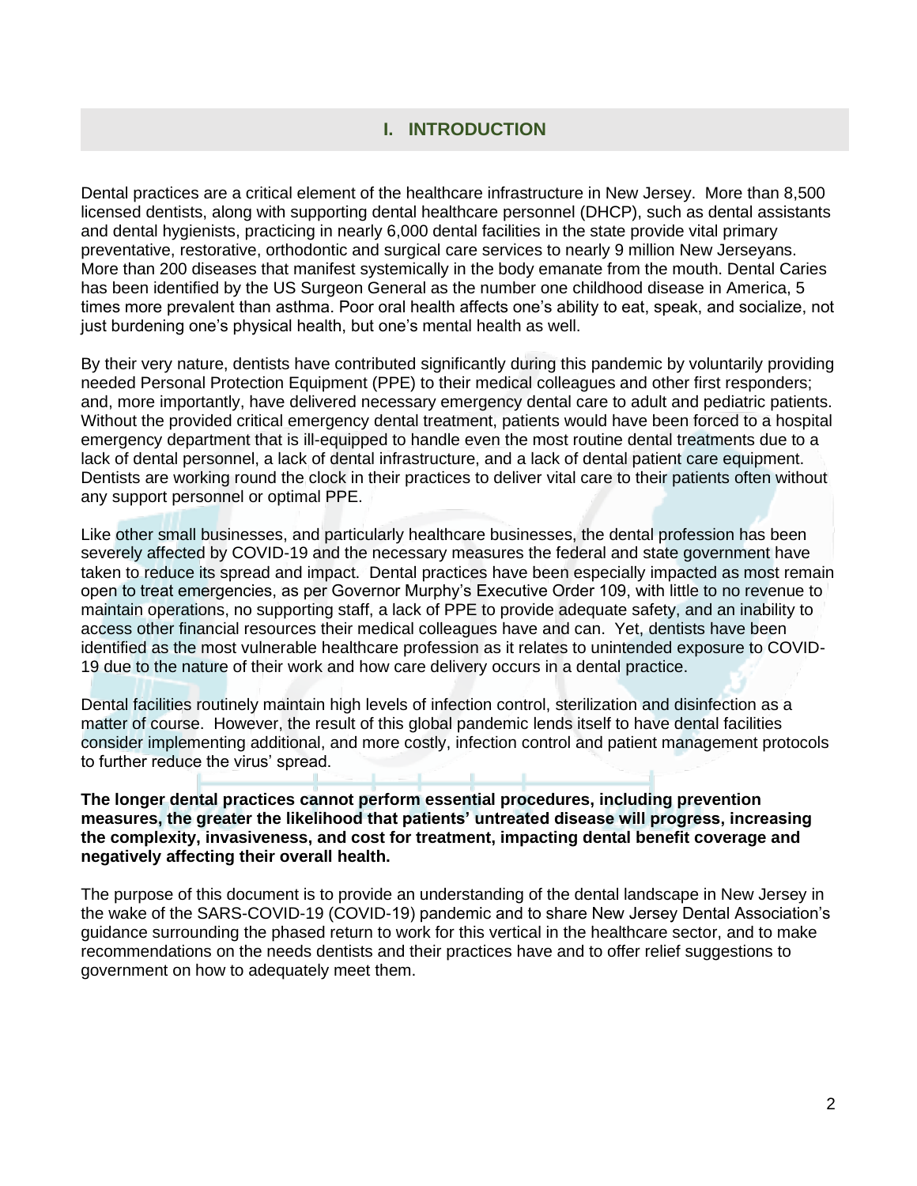## I. INTRODUCTION

Dental practices are a critical element of the healthcare infrastructure in New Jersey. More than 8,500 licensed dentists, along with supporting dental healthcare personnel (DHCP), such as dental assistants and dental hygienists, practicing in nearly 6,000 dental facilities in the state provide vital primary preventative, restorative, orthodontic and surgical care services to nearly 9 million New Jerseyans. More than 200 diseases that manifest systemically in the body emanate from the mouth. Dental Caries has been identified by the US Surgeon General as the number one childhood disease in America, 5 times more prevalent than asthma. Poor oral health affects one's ability to eat, speak, and socialize, not just burdening one's physical health, but one's mental health as well.

By their very nature, dentists have contributed significantly during this pandemic by voluntarily providing needed Personal Protection Equipment (PPE) to their medical colleagues and other first responders; and, more importantly, have delivered necessary emergency dental care to adult and pediatric patients. Without the provided critical emergency dental treatment, patients would have been forced to a hospital emergency department that is ill-equipped to handle even the most routine dental treatments due to a lack of dental personnel, a lack of dental infrastructure, and a lack of dental patient care equipment. Dentists are working round the clock in their practices to deliver vital care to their patients often without any support personnel or optimal PPE.

Like other small businesses, and particularly healthcare businesses, the dental profession has been severely affected by COVID-19 and the necessary measures the federal and state government have taken to reduce its spread and impact. Dental practices have been especially impacted as most remain open to treat emergencies, as per Governor Murphy's Executive Order 109, with little to no revenue to maintain operations, no supporting staff, a lack of PPE to provide adequate safety, and an inability to access other financial resources their medical colleagues have and can. Yet, dentists have been identified as the most vulnerable healthcare profession as it relates to unintended exposure to COVID-19 due to the nature of their work and how care delivery occurs in a dental practice.

Dental facilities routinely maintain high levels of infection control, sterilization and disinfection as a matter of course. However, the result of this global pandemic lends itself to have dental facilities consider implementing additional, and more costly, infection control and patient management protocols to further reduce the virus' spread.

**The longer dental practices cannot perform essential procedures, including prevention measures, the greater the likelihood that patients' untreated disease will progress, increasing the complexity, invasiveness, and cost for treatment, impacting dental benefit coverage and negatively affecting their overall health.**

The purpose of this document is to provide an understanding of the dental landscape in New Jersey in the wake of the SARS-COVID-19 (COVID-19) pandemic and to share New Jersey Dental Association's guidance surrounding the phased return to work for this vertical in the healthcare sector, and to make recommendations on the needs dentists and their practices have and to offer relief suggestions to government on how to adequately meet them.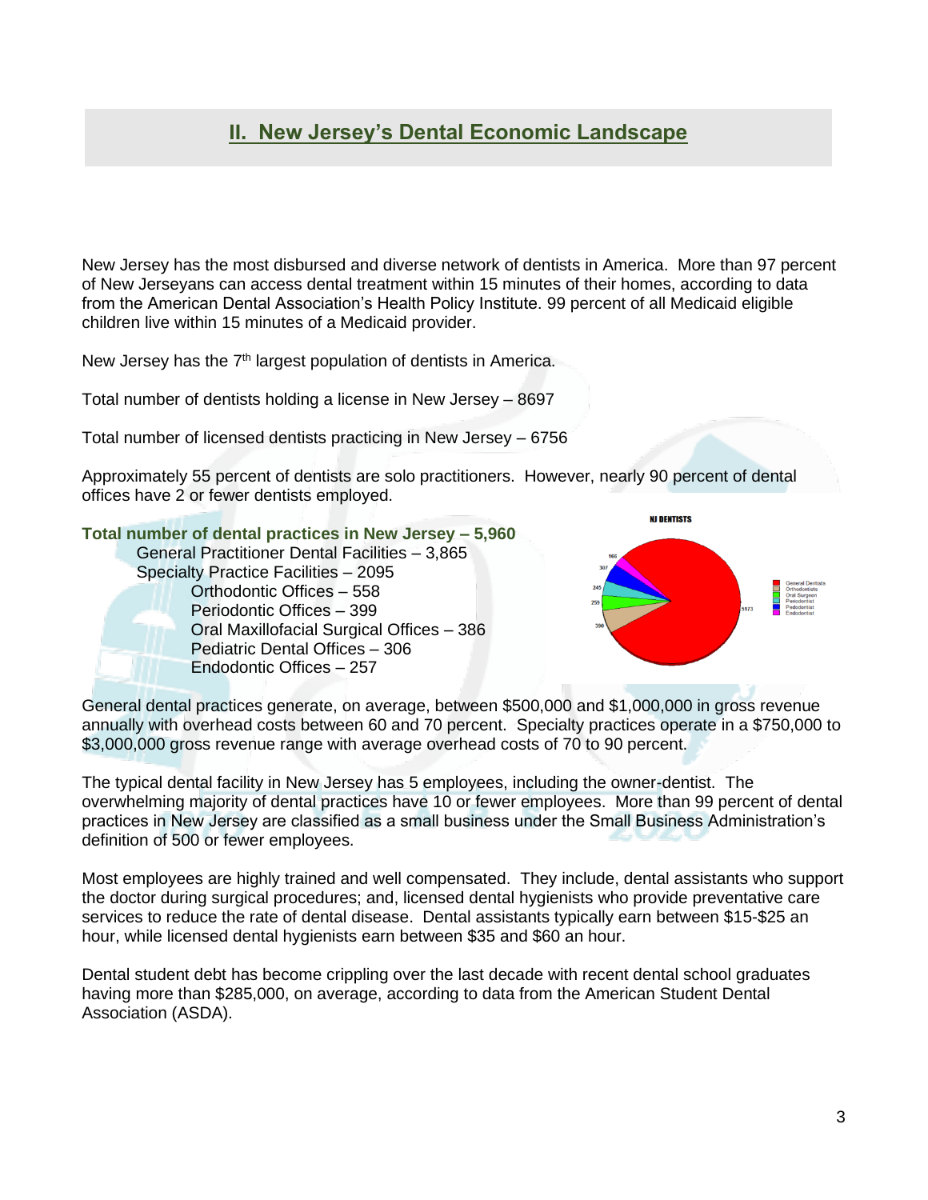## II. New Jersey's Dental Economic Landscape

New Jersey has the most disbursed and diverse network of dentists in America. More than 97 percent of New Jerseyans can access dental treatment within 15 minutes of their homes, according to data from the American Dental Association's Health Policy Institute. 99 percent of all Medicaid eligible children live within 15 minutes of a Medicaid provider.

New Jersey has the 7th largest population of dentists in America.

Total number of dentists holding a license in New Jersey – 8697

Total number of licensed dentists practicing in New Jersey – 6756

Approximately 55 percent of dentists are solo practitioners. However, nearly 90 percent of dental offices have 2 or fewer dentists employed.

**Total number of dental practices in New Jersey – 5,960**

- General Practitioner Dental Facilities – 3,865
- Specialty Practice Facilities – 2095
  - Orthodontic Offices – 558
  - Periodontic Offices – 399
  - Oral Maxillofacial Surgical Offices – 386
  - Pediatric Dental Offices – 306
  - Endodontic Offices – 257

NJ DENTISTS

| Category | Count |
|---|---|
| General Dentists | 5173 |
| Orthodontists | 390 |
| Oral Surgeon | 259 |
| Periodontist | 245 |
| Pedodontist | 307 |
| Endodontist | 166 |

General dental practices generate, on average, between $500,000 and $1,000,000 in gross revenue annually with overhead costs between 60 and 70 percent. Specialty practices operate in a $750,000 to $3,000,000 gross revenue range with average overhead costs of 70 to 90 percent.

The typical dental facility in New Jersey has 5 employees, including the owner-dentist. The overwhelming majority of dental practices have 10 or fewer employees. More than 99 percent of dental practices in New Jersey are classified as a small business under the Small Business Administration's definition of 500 or fewer employees.

Most employees are highly trained and well compensated. They include, dental assistants who support the doctor during surgical procedures; and, licensed dental hygienists who provide preventative care services to reduce the rate of dental disease. Dental assistants typically earn between $15-$25 an hour, while licensed dental hygienists earn between $35 and $60 an hour.

Dental student debt has become crippling over the last decade with recent dental school graduates having more than $285,000, on average, according to data from the American Student Dental Association (ASDA).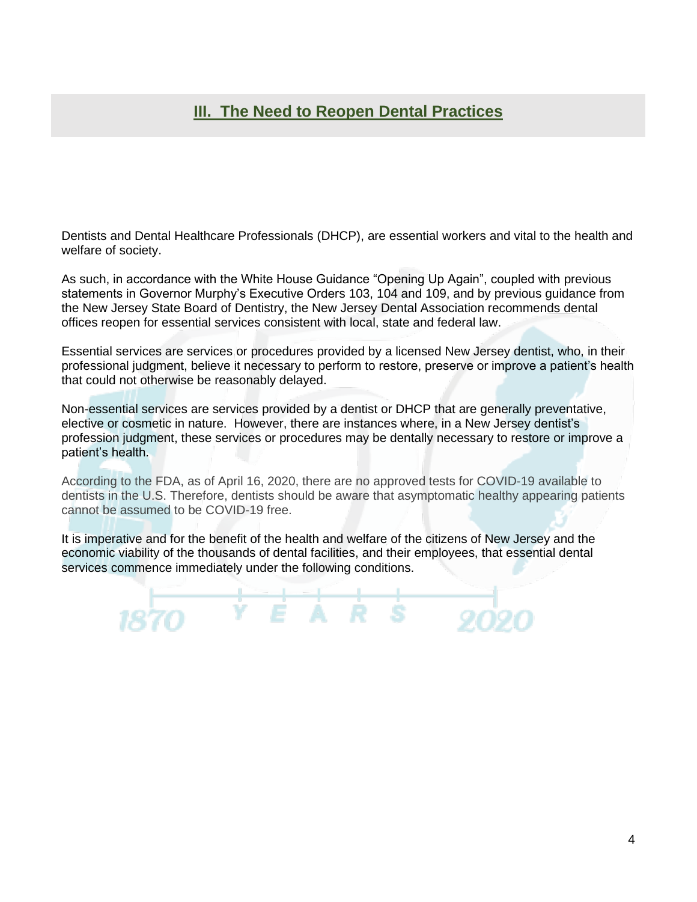## III. The Need to Reopen Dental Practices

Dentists and Dental Healthcare Professionals (DHCP), are essential workers and vital to the health and welfare of society.

As such, in accordance with the White House Guidance "Opening Up Again", coupled with previous statements in Governor Murphy's Executive Orders 103, 104 and 109, and by previous guidance from the New Jersey State Board of Dentistry, the New Jersey Dental Association recommends dental offices reopen for essential services consistent with local, state and federal law.

Essential services are services or procedures provided by a licensed New Jersey dentist, who, in their professional judgment, believe it necessary to perform to restore, preserve or improve a patient's health that could not otherwise be reasonably delayed.

Non-essential services are services provided by a dentist or DHCP that are generally preventative, elective or cosmetic in nature. However, there are instances where, in a New Jersey dentist's profession judgment, these services or procedures may be dentally necessary to restore or improve a patient's health.

According to the FDA, as of April 16, 2020, there are no approved tests for COVID-19 available to dentists in the U.S. Therefore, dentists should be aware that asymptomatic healthy appearing patients cannot be assumed to be COVID-19 free.

It is imperative and for the benefit of the health and welfare of the citizens of New Jersey and the economic viability of the thousands of dental facilities, and their employees, that essential dental services commence immediately under the following conditions.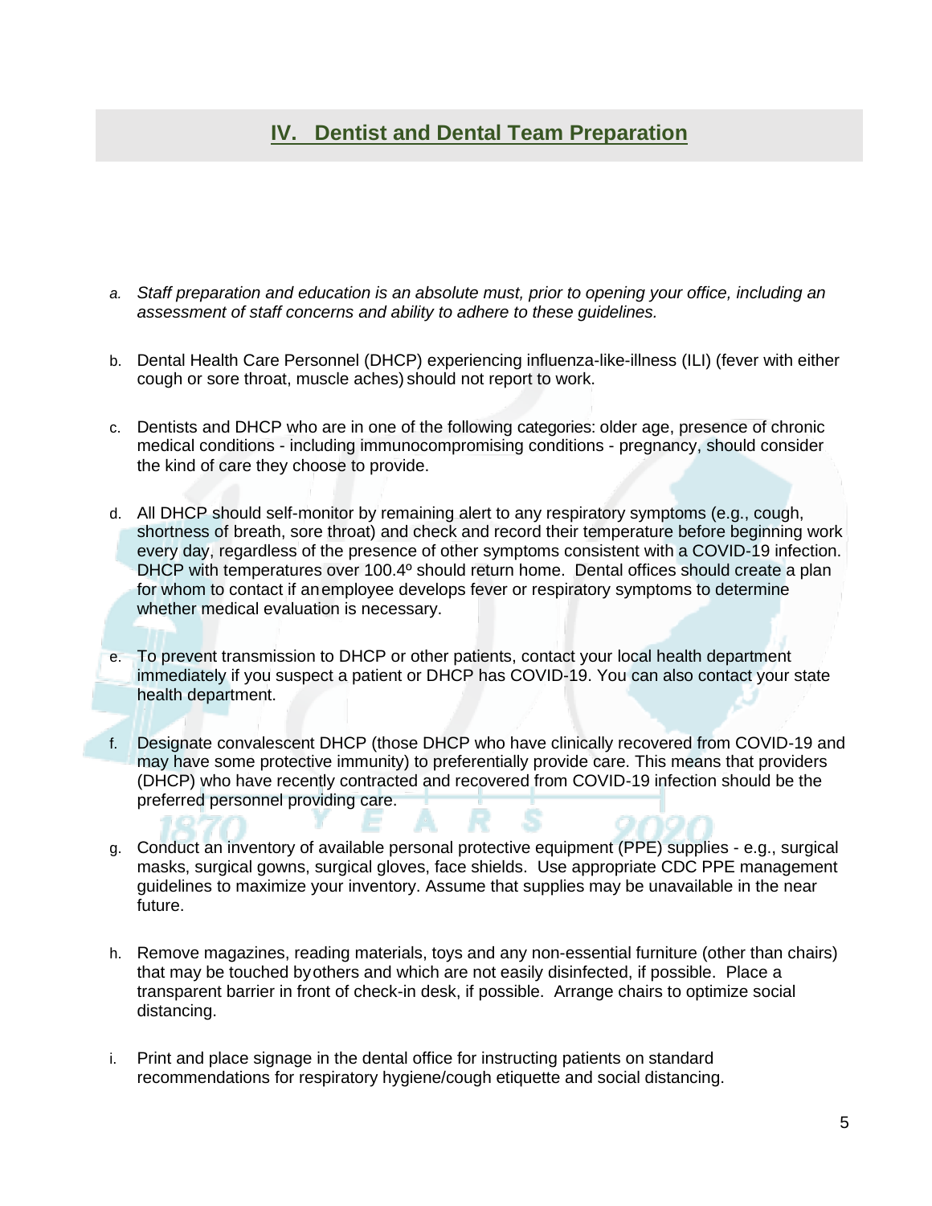## IV. Dentist and Dental Team Preparation

a. *Staff preparation and education is an absolute must, prior to opening your office, including an assessment of staff concerns and ability to adhere to these guidelines.*

b. Dental Health Care Personnel (DHCP) experiencing influenza-like-illness (ILI) (fever with either cough or sore throat, muscle aches) should not report to work.

c. Dentists and DHCP who are in one of the following categories: older age, presence of chronic medical conditions - including immunocompromising conditions - pregnancy, should consider the kind of care they choose to provide.

d. All DHCP should self-monitor by remaining alert to any respiratory symptoms (e.g., cough, shortness of breath, sore throat) and check and record their temperature before beginning work every day, regardless of the presence of other symptoms consistent with a COVID-19 infection. DHCP with temperatures over 100.4º should return home. Dental offices should create a plan for whom to contact if an employee develops fever or respiratory symptoms to determine whether medical evaluation is necessary.

e. To prevent transmission to DHCP or other patients, contact your local health department immediately if you suspect a patient or DHCP has COVID-19. You can also contact your state health department.

f. Designate convalescent DHCP (those DHCP who have clinically recovered from COVID-19 and may have some protective immunity) to preferentially provide care. This means that providers (DHCP) who have recently contracted and recovered from COVID-19 infection should be the preferred personnel providing care.

g. Conduct an inventory of available personal protective equipment (PPE) supplies - e.g., surgical masks, surgical gowns, surgical gloves, face shields. Use appropriate CDC PPE management guidelines to maximize your inventory. Assume that supplies may be unavailable in the near future.

h. Remove magazines, reading materials, toys and any non-essential furniture (other than chairs) that may be touched by others and which are not easily disinfected, if possible. Place a transparent barrier in front of check-in desk, if possible. Arrange chairs to optimize social distancing.

i. Print and place signage in the dental office for instructing patients on standard recommendations for respiratory hygiene/cough etiquette and social distancing.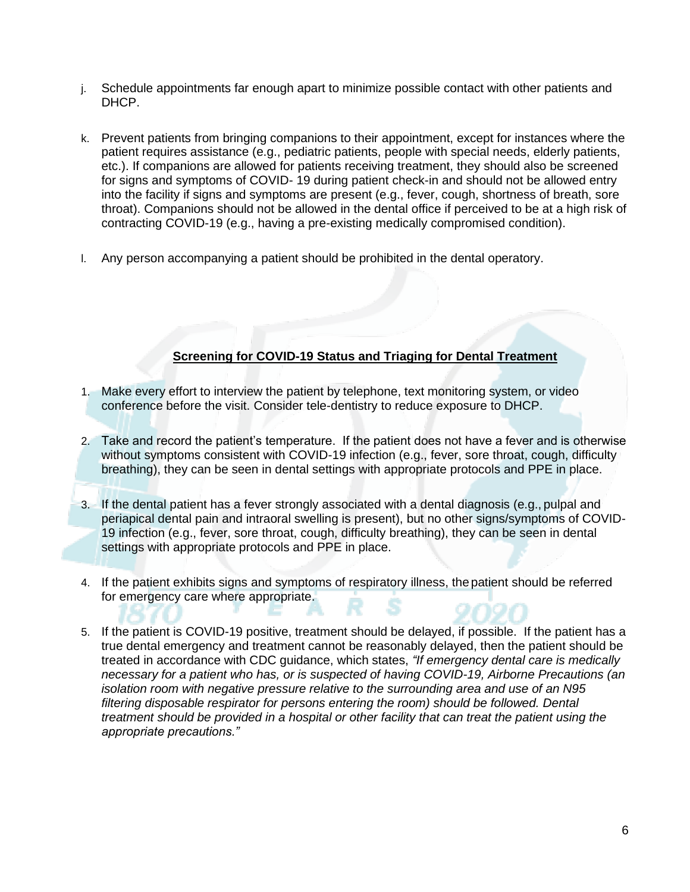j. Schedule appointments far enough apart to minimize possible contact with other patients and DHCP.

k. Prevent patients from bringing companions to their appointment, except for instances where the patient requires assistance (e.g., pediatric patients, people with special needs, elderly patients, etc.). If companions are allowed for patients receiving treatment, they should also be screened for signs and symptoms of COVID- 19 during patient check-in and should not be allowed entry into the facility if signs and symptoms are present (e.g., fever, cough, shortness of breath, sore throat). Companions should not be allowed in the dental office if perceived to be at a high risk of contracting COVID-19 (e.g., having a pre-existing medically compromised condition).

l. Any person accompanying a patient should be prohibited in the dental operatory.

## **Screening for COVID-19 Status and Triaging for Dental Treatment**

1. Make every effort to interview the patient by telephone, text monitoring system, or video conference before the visit. Consider tele-dentistry to reduce exposure to DHCP.

2. Take and record the patient's temperature. If the patient does not have a fever and is otherwise without symptoms consistent with COVID-19 infection (e.g., fever, sore throat, cough, difficulty breathing), they can be seen in dental settings with appropriate protocols and PPE in place.

3. If the dental patient has a fever strongly associated with a dental diagnosis (e.g., pulpal and periapical dental pain and intraoral swelling is present), but no other signs/symptoms of COVID-19 infection (e.g., fever, sore throat, cough, difficulty breathing), they can be seen in dental settings with appropriate protocols and PPE in place.

4. If the patient exhibits signs and symptoms of respiratory illness, the patient should be referred for emergency care where appropriate.

5. If the patient is COVID-19 positive, treatment should be delayed, if possible. If the patient has a true dental emergency and treatment cannot be reasonably delayed, then the patient should be treated in accordance with CDC guidance, which states, *"If emergency dental care is medically necessary for a patient who has, or is suspected of having COVID-19, Airborne Precautions (an isolation room with negative pressure relative to the surrounding area and use of an N95 filtering disposable respirator for persons entering the room) should be followed. Dental treatment should be provided in a hospital or other facility that can treat the patient using the appropriate precautions."*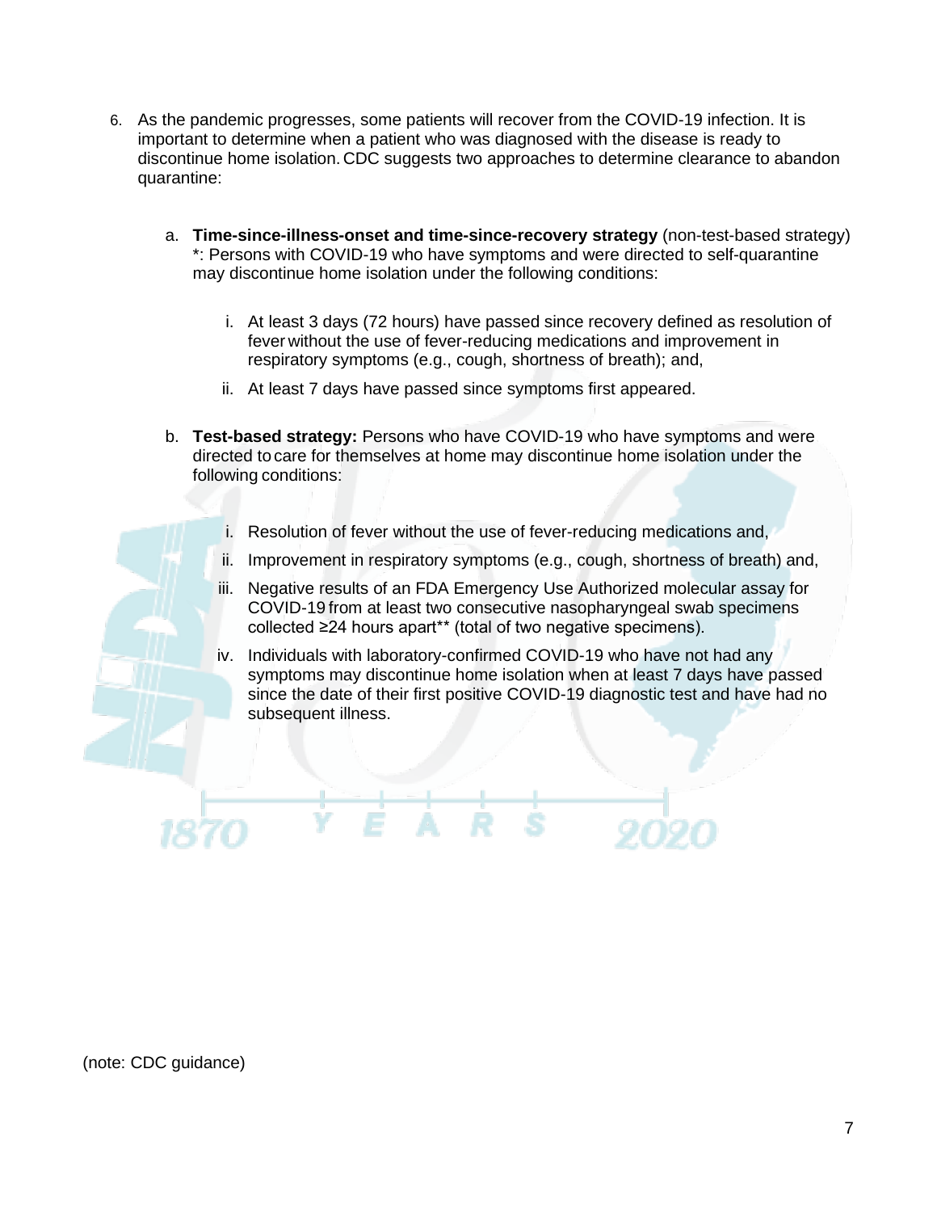6. As the pandemic progresses, some patients will recover from the COVID-19 infection. It is important to determine when a patient who was diagnosed with the disease is ready to discontinue home isolation. CDC suggests two approaches to determine clearance to abandon quarantine:

   a. **Time-since-illness-onset and time-since-recovery strategy** (non-test-based strategy) *: Persons with COVID-19 who have symptoms and were directed to self-quarantine may discontinue home isolation under the following conditions:

      i. At least 3 days (72 hours) have passed since recovery defined as resolution of fever without the use of fever-reducing medications and improvement in respiratory symptoms (e.g., cough, shortness of breath); and,

      ii. At least 7 days have passed since symptoms first appeared.

   b. **Test-based strategy:** Persons who have COVID-19 who have symptoms and were directed to care for themselves at home may discontinue home isolation under the following conditions:

      i. Resolution of fever without the use of fever-reducing medications and,

      ii. Improvement in respiratory symptoms (e.g., cough, shortness of breath) and,

      iii. Negative results of an FDA Emergency Use Authorized molecular assay for COVID-19 from at least two consecutive nasopharyngeal swab specimens collected ≥24 hours apart** (total of two negative specimens).

      iv. Individuals with laboratory-confirmed COVID-19 who have not had any symptoms may discontinue home isolation when at least 7 days have passed since the date of their first positive COVID-19 diagnostic test and have had no subsequent illness.

(note: CDC guidance)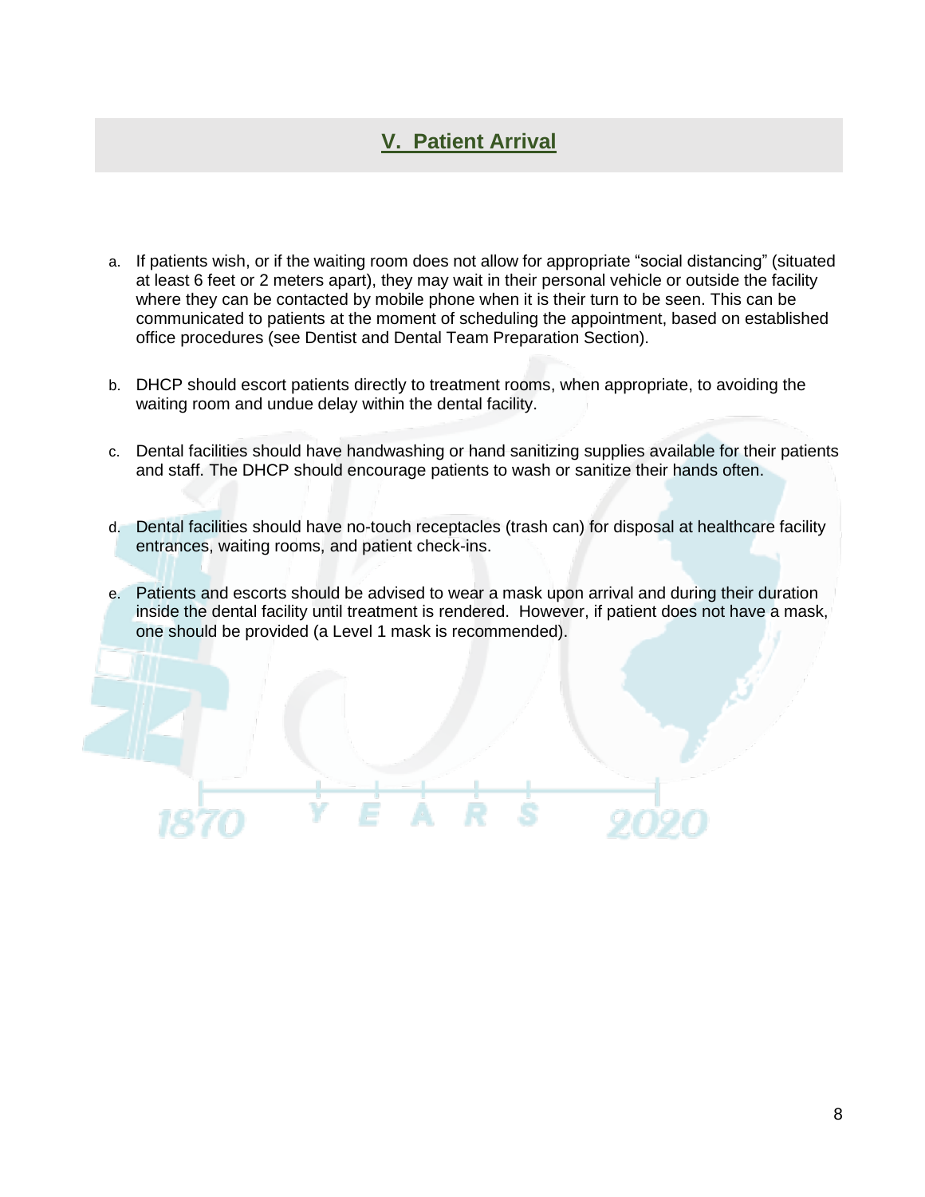## V. Patient Arrival

a. If patients wish, or if the waiting room does not allow for appropriate "social distancing" (situated at least 6 feet or 2 meters apart), they may wait in their personal vehicle or outside the facility where they can be contacted by mobile phone when it is their turn to be seen. This can be communicated to patients at the moment of scheduling the appointment, based on established office procedures (see Dentist and Dental Team Preparation Section).

b. DHCP should escort patients directly to treatment rooms, when appropriate, to avoiding the waiting room and undue delay within the dental facility.

c. Dental facilities should have handwashing or hand sanitizing supplies available for their patients and staff. The DHCP should encourage patients to wash or sanitize their hands often.

d. Dental facilities should have no-touch receptacles (trash can) for disposal at healthcare facility entrances, waiting rooms, and patient check-ins.

e. Patients and escorts should be advised to wear a mask upon arrival and during their duration inside the dental facility until treatment is rendered. However, if patient does not have a mask, one should be provided (a Level 1 mask is recommended).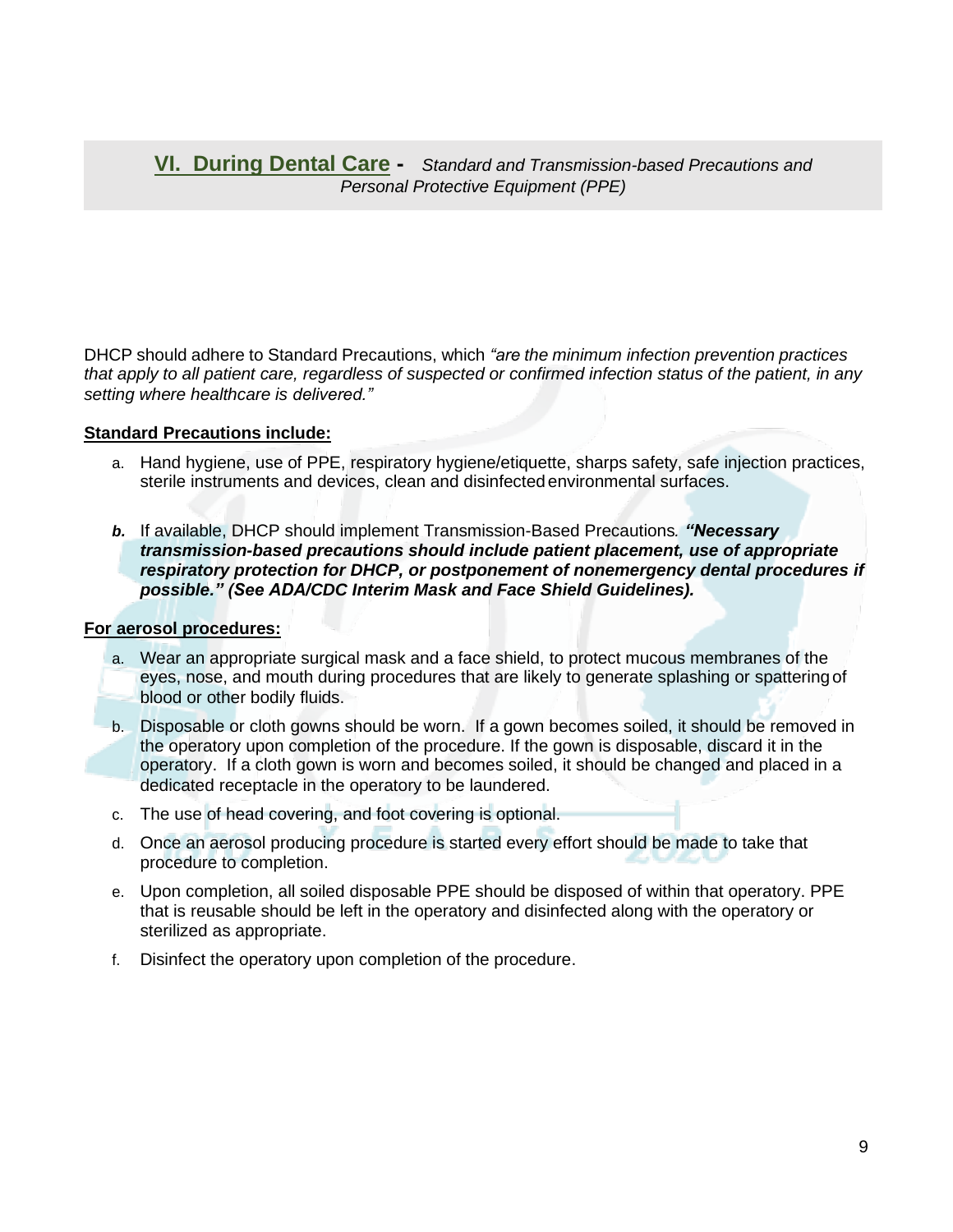## VI. During Dental Care - *Standard and Transmission-based Precautions and Personal Protective Equipment (PPE)*

DHCP should adhere to Standard Precautions, which *"are the minimum infection prevention practices that apply to all patient care, regardless of suspected or confirmed infection status of the patient, in any setting where healthcare is delivered."*

**Standard Precautions include:**

a. Hand hygiene, use of PPE, respiratory hygiene/etiquette, sharps safety, safe injection practices, sterile instruments and devices, clean and disinfected environmental surfaces.

***b.*** If available, DHCP should implement Transmission-Based Precautions*.* ***"Necessary transmission-based precautions should include patient placement, use of appropriate respiratory protection for DHCP, or postponement of nonemergency dental procedures if possible." (See ADA/CDC Interim Mask and Face Shield Guidelines).***

**For aerosol procedures:**

a. Wear an appropriate surgical mask and a face shield, to protect mucous membranes of the eyes, nose, and mouth during procedures that are likely to generate splashing or spattering of blood or other bodily fluids.

b. Disposable or cloth gowns should be worn. If a gown becomes soiled, it should be removed in the operatory upon completion of the procedure. If the gown is disposable, discard it in the operatory. If a cloth gown is worn and becomes soiled, it should be changed and placed in a dedicated receptacle in the operatory to be laundered.

c. The use of head covering, and foot covering is optional.

d. Once an aerosol producing procedure is started every effort should be made to take that procedure to completion.

e. Upon completion, all soiled disposable PPE should be disposed of within that operatory. PPE that is reusable should be left in the operatory and disinfected along with the operatory or sterilized as appropriate.

f. Disinfect the operatory upon completion of the procedure.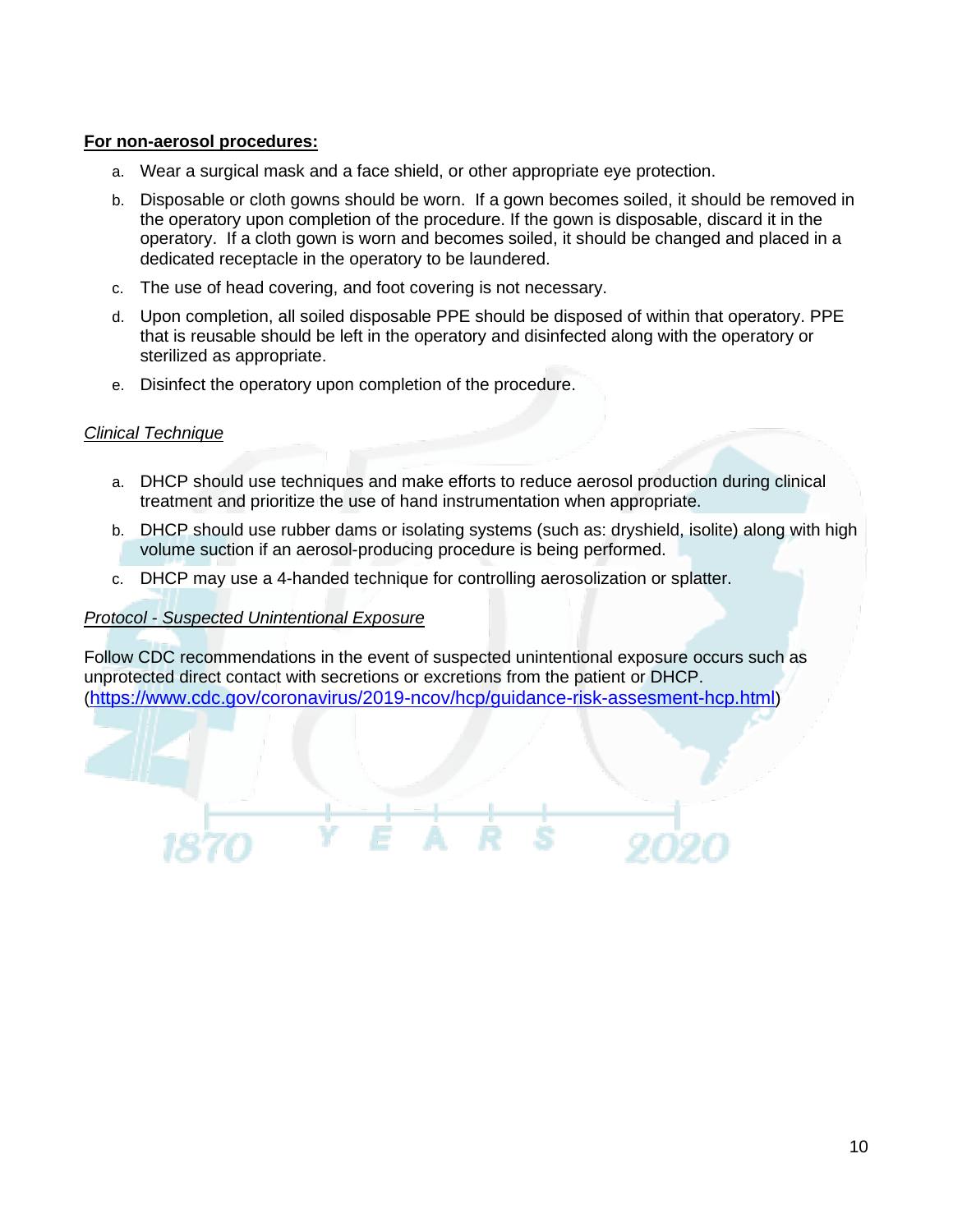**For non-aerosol procedures:**

a. Wear a surgical mask and a face shield, or other appropriate eye protection.

b. Disposable or cloth gowns should be worn. If a gown becomes soiled, it should be removed in the operatory upon completion of the procedure. If the gown is disposable, discard it in the operatory. If a cloth gown is worn and becomes soiled, it should be changed and placed in a dedicated receptacle in the operatory to be laundered.

c. The use of head covering, and foot covering is not necessary.

d. Upon completion, all soiled disposable PPE should be disposed of within that operatory. PPE that is reusable should be left in the operatory and disinfected along with the operatory or sterilized as appropriate.

e. Disinfect the operatory upon completion of the procedure.

*Clinical Technique*

a. DHCP should use techniques and make efforts to reduce aerosol production during clinical treatment and prioritize the use of hand instrumentation when appropriate.

b. DHCP should use rubber dams or isolating systems (such as: dryshield, isolite) along with high volume suction if an aerosol-producing procedure is being performed.

c. DHCP may use a 4-handed technique for controlling aerosolization or splatter.

*Protocol - Suspected Unintentional Exposure*

Follow CDC recommendations in the event of suspected unintentional exposure occurs such as unprotected direct contact with secretions or excretions from the patient or DHCP. (https://www.cdc.gov/coronavirus/2019-ncov/hcp/guidance-risk-assesment-hcp.html)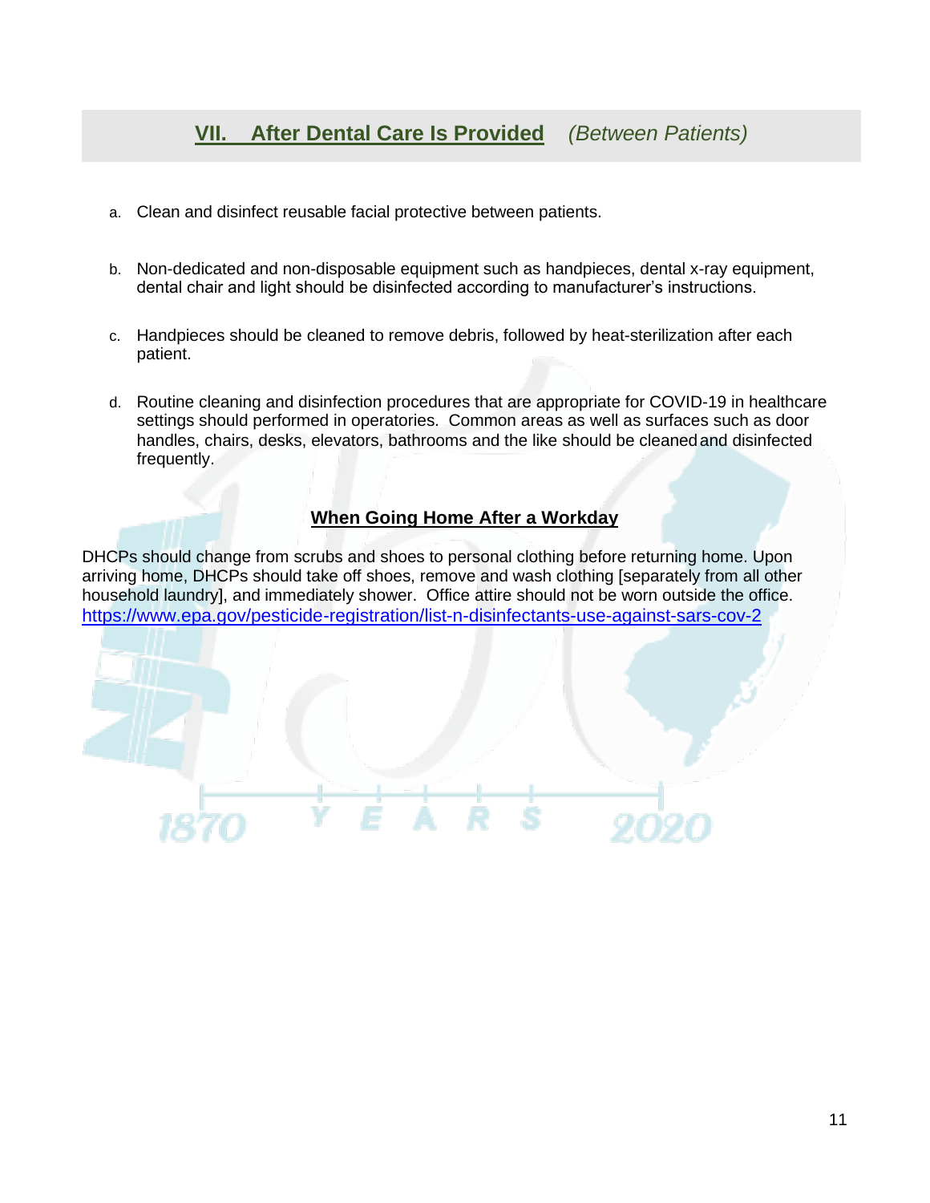## VII. After Dental Care Is Provided *(Between Patients)*

a. Clean and disinfect reusable facial protective between patients.

b. Non-dedicated and non-disposable equipment such as handpieces, dental x-ray equipment, dental chair and light should be disinfected according to manufacturer's instructions.

c. Handpieces should be cleaned to remove debris, followed by heat-sterilization after each patient.

d. Routine cleaning and disinfection procedures that are appropriate for COVID-19 in healthcare settings should performed in operatories. Common areas as well as surfaces such as door handles, chairs, desks, elevators, bathrooms and the like should be cleaned and disinfected frequently.

### When Going Home After a Workday

DHCPs should change from scrubs and shoes to personal clothing before returning home. Upon arriving home, DHCPs should take off shoes, remove and wash clothing [separately from all other household laundry], and immediately shower. Office attire should not be worn outside the office.
https://www.epa.gov/pesticide-registration/list-n-disinfectants-use-against-sars-cov-2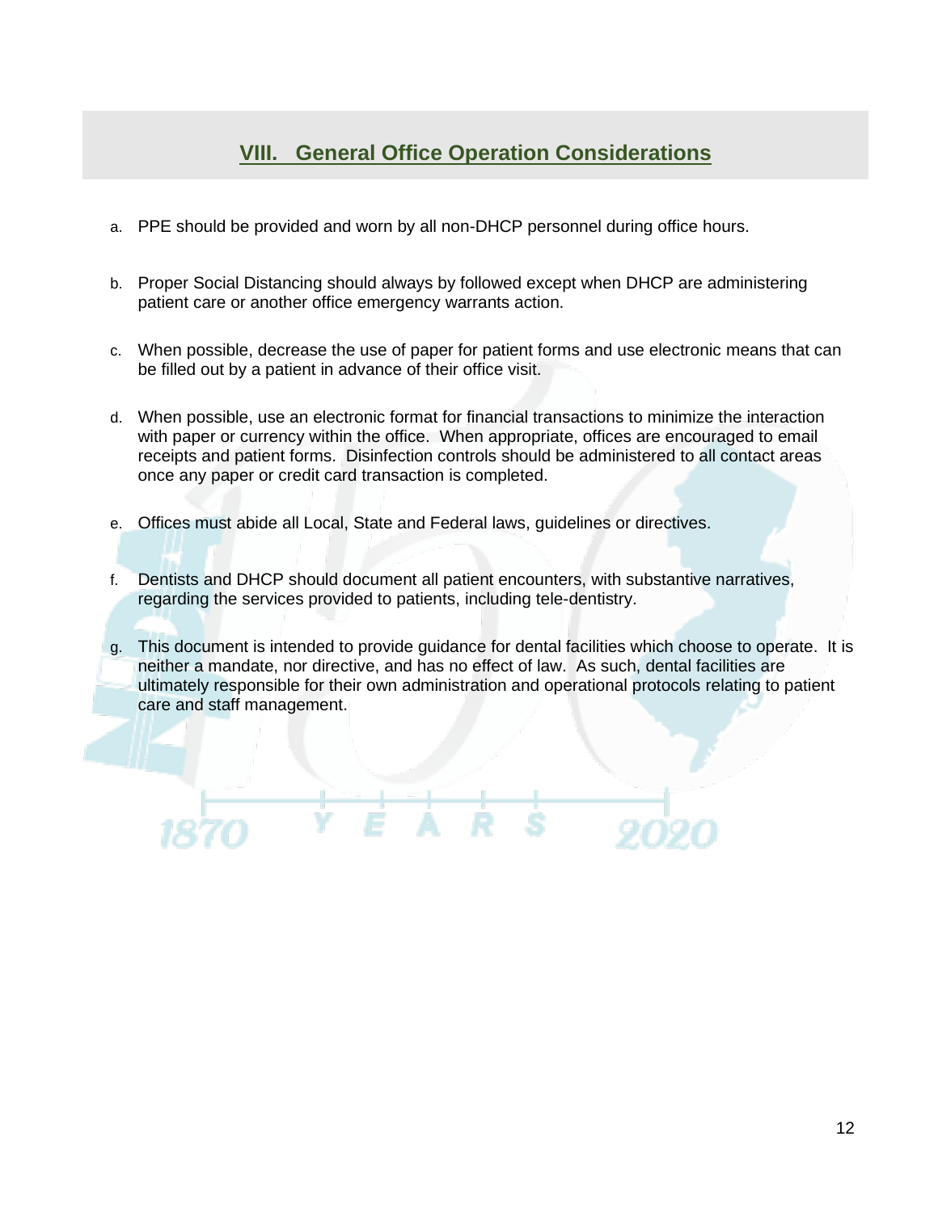## VIII. General Office Operation Considerations

a. PPE should be provided and worn by all non-DHCP personnel during office hours.

b. Proper Social Distancing should always by followed except when DHCP are administering patient care or another office emergency warrants action.

c. When possible, decrease the use of paper for patient forms and use electronic means that can be filled out by a patient in advance of their office visit.

d. When possible, use an electronic format for financial transactions to minimize the interaction with paper or currency within the office. When appropriate, offices are encouraged to email receipts and patient forms. Disinfection controls should be administered to all contact areas once any paper or credit card transaction is completed.

e. Offices must abide all Local, State and Federal laws, guidelines or directives.

f. Dentists and DHCP should document all patient encounters, with substantive narratives, regarding the services provided to patients, including tele-dentistry.

g. This document is intended to provide guidance for dental facilities which choose to operate. It is neither a mandate, nor directive, and has no effect of law. As such, dental facilities are ultimately responsible for their own administration and operational protocols relating to patient care and staff management.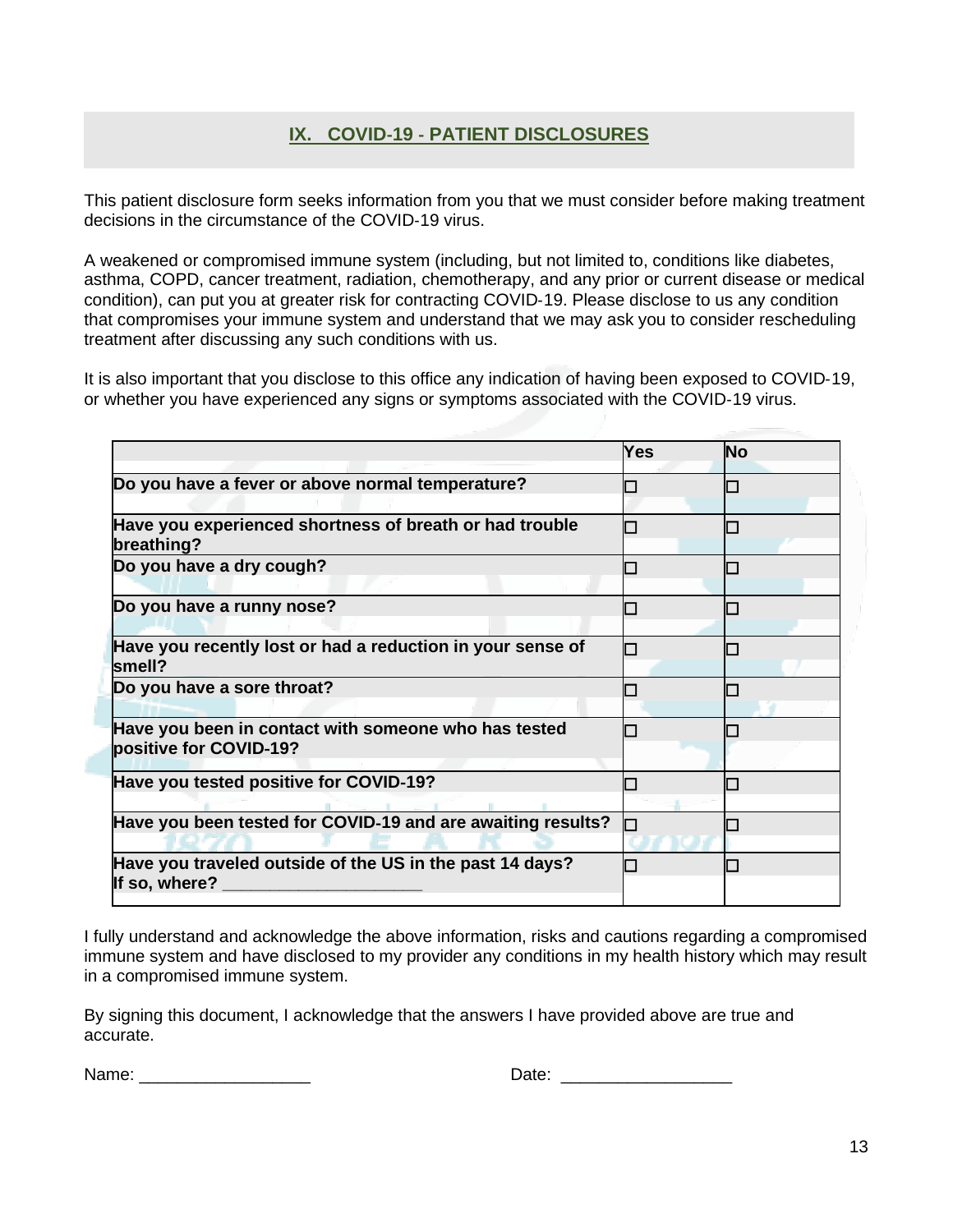## IX. COVID-19 - PATIENT DISCLOSURES

This patient disclosure form seeks information from you that we must consider before making treatment decisions in the circumstance of the COVID-19 virus.

A weakened or compromised immune system (including, but not limited to, conditions like diabetes, asthma, COPD, cancer treatment, radiation, chemotherapy, and any prior or current disease or medical condition), can put you at greater risk for contracting COVID-19. Please disclose to us any condition that compromises your immune system and understand that we may ask you to consider rescheduling treatment after discussing any such conditions with us.

It is also important that you disclose to this office any indication of having been exposed to COVID-19, or whether you have experienced any signs or symptoms associated with the COVID-19 virus.

| | Yes | No |
|---|---|---|
| **Do you have a fever or above normal temperature?** | ☐ | ☐ |
| **Have you experienced shortness of breath or had trouble breathing?** | ☐ | ☐ |
| **Do you have a dry cough?** | ☐ | ☐ |
| **Do you have a runny nose?** | ☐ | ☐ |
| **Have you recently lost or had a reduction in your sense of smell?** | ☐ | ☐ |
| **Do you have a sore throat?** | ☐ | ☐ |
| **Have you been in contact with someone who has tested positive for COVID-19?** | ☐ | ☐ |
| **Have you tested positive for COVID-19?** | ☐ | ☐ |
| **Have you been tested for COVID-19 and are awaiting results?** | ☐ | ☐ |
| **Have you traveled outside of the US in the past 14 days? If so, where? ____________________** | ☐ | ☐ |

I fully understand and acknowledge the above information, risks and cautions regarding a compromised immune system and have disclosed to my provider any conditions in my health history which may result in a compromised immune system.

By signing this document, I acknowledge that the answers I have provided above are true and accurate.

Name: __________________ Date: __________________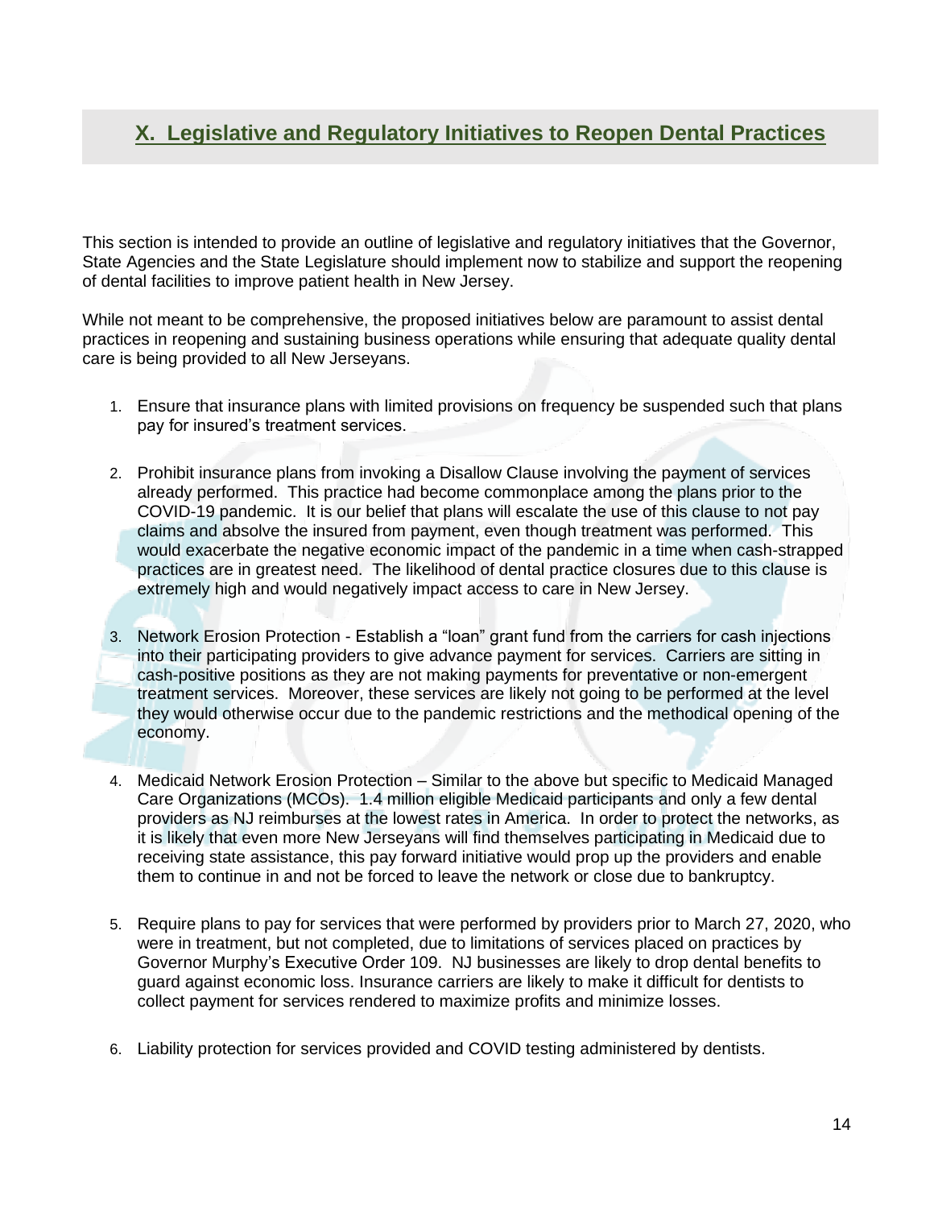## X. Legislative and Regulatory Initiatives to Reopen Dental Practices

This section is intended to provide an outline of legislative and regulatory initiatives that the Governor, State Agencies and the State Legislature should implement now to stabilize and support the reopening of dental facilities to improve patient health in New Jersey.

While not meant to be comprehensive, the proposed initiatives below are paramount to assist dental practices in reopening and sustaining business operations while ensuring that adequate quality dental care is being provided to all New Jerseyans.

1. Ensure that insurance plans with limited provisions on frequency be suspended such that plans pay for insured's treatment services.

2. Prohibit insurance plans from invoking a Disallow Clause involving the payment of services already performed. This practice had become commonplace among the plans prior to the COVID-19 pandemic. It is our belief that plans will escalate the use of this clause to not pay claims and absolve the insured from payment, even though treatment was performed. This would exacerbate the negative economic impact of the pandemic in a time when cash-strapped practices are in greatest need. The likelihood of dental practice closures due to this clause is extremely high and would negatively impact access to care in New Jersey.

3. Network Erosion Protection - Establish a "loan" grant fund from the carriers for cash injections into their participating providers to give advance payment for services. Carriers are sitting in cash-positive positions as they are not making payments for preventative or non-emergent treatment services. Moreover, these services are likely not going to be performed at the level they would otherwise occur due to the pandemic restrictions and the methodical opening of the economy.

4. Medicaid Network Erosion Protection – Similar to the above but specific to Medicaid Managed Care Organizations (MCOs). 1.4 million eligible Medicaid participants and only a few dental providers as NJ reimburses at the lowest rates in America. In order to protect the networks, as it is likely that even more New Jerseyans will find themselves participating in Medicaid due to receiving state assistance, this pay forward initiative would prop up the providers and enable them to continue in and not be forced to leave the network or close due to bankruptcy.

5. Require plans to pay for services that were performed by providers prior to March 27, 2020, who were in treatment, but not completed, due to limitations of services placed on practices by Governor Murphy's Executive Order 109. NJ businesses are likely to drop dental benefits to guard against economic loss. Insurance carriers are likely to make it difficult for dentists to collect payment for services rendered to maximize profits and minimize losses.

6. Liability protection for services provided and COVID testing administered by dentists.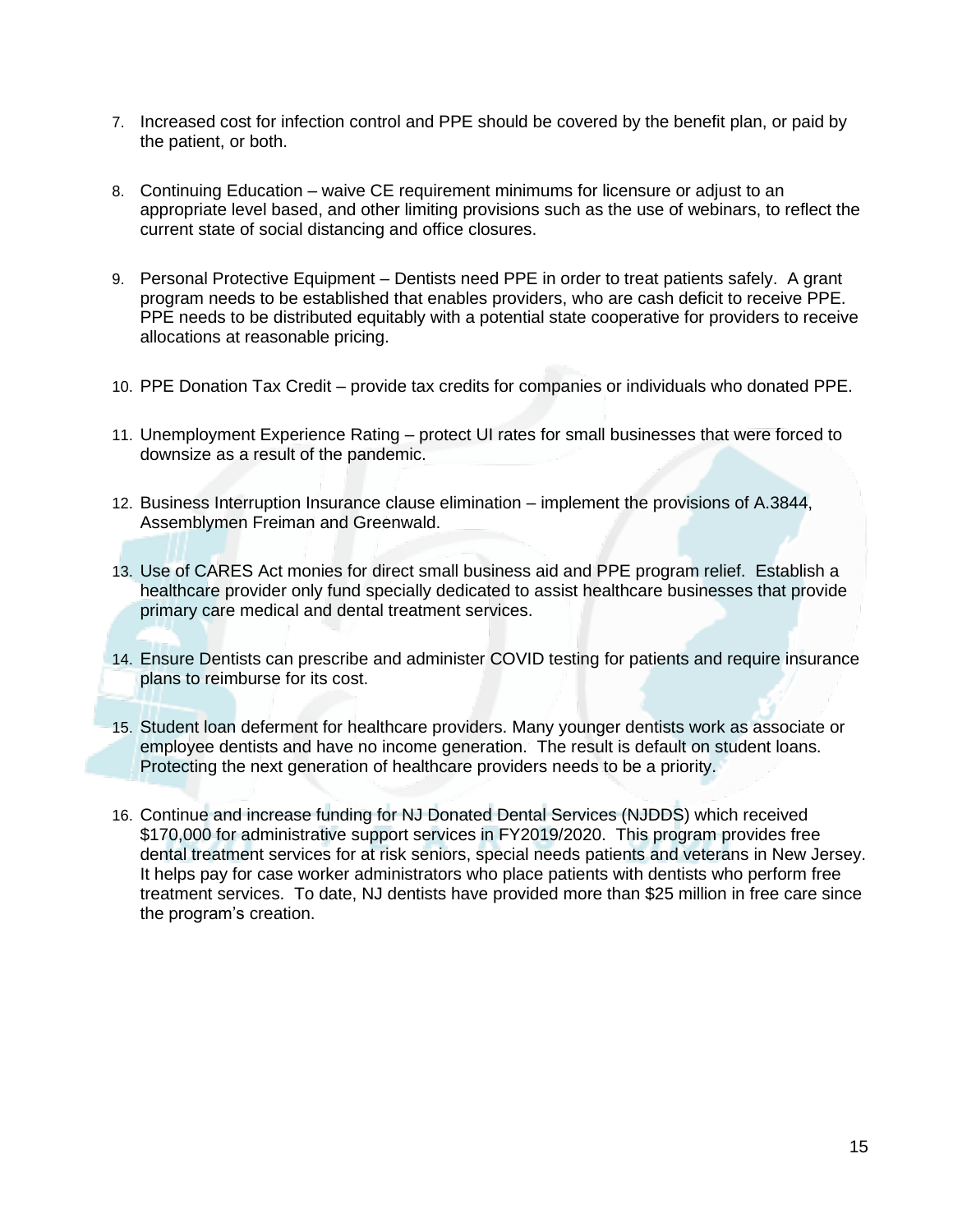7. Increased cost for infection control and PPE should be covered by the benefit plan, or paid by the patient, or both.

8. Continuing Education – waive CE requirement minimums for licensure or adjust to an appropriate level based, and other limiting provisions such as the use of webinars, to reflect the current state of social distancing and office closures.

9. Personal Protective Equipment – Dentists need PPE in order to treat patients safely. A grant program needs to be established that enables providers, who are cash deficit to receive PPE. PPE needs to be distributed equitably with a potential state cooperative for providers to receive allocations at reasonable pricing.

10. PPE Donation Tax Credit – provide tax credits for companies or individuals who donated PPE.

11. Unemployment Experience Rating – protect UI rates for small businesses that were forced to downsize as a result of the pandemic.

12. Business Interruption Insurance clause elimination – implement the provisions of A.3844, Assemblymen Freiman and Greenwald.

13. Use of CARES Act monies for direct small business aid and PPE program relief. Establish a healthcare provider only fund specially dedicated to assist healthcare businesses that provide primary care medical and dental treatment services.

14. Ensure Dentists can prescribe and administer COVID testing for patients and require insurance plans to reimburse for its cost.

15. Student loan deferment for healthcare providers. Many younger dentists work as associate or employee dentists and have no income generation. The result is default on student loans. Protecting the next generation of healthcare providers needs to be a priority.

16. Continue and increase funding for NJ Donated Dental Services (NJDDS) which received $170,000 for administrative support services in FY2019/2020. This program provides free dental treatment services for at risk seniors, special needs patients and veterans in New Jersey. It helps pay for case worker administrators who place patients with dentists who perform free treatment services. To date, NJ dentists have provided more than $25 million in free care since the program's creation.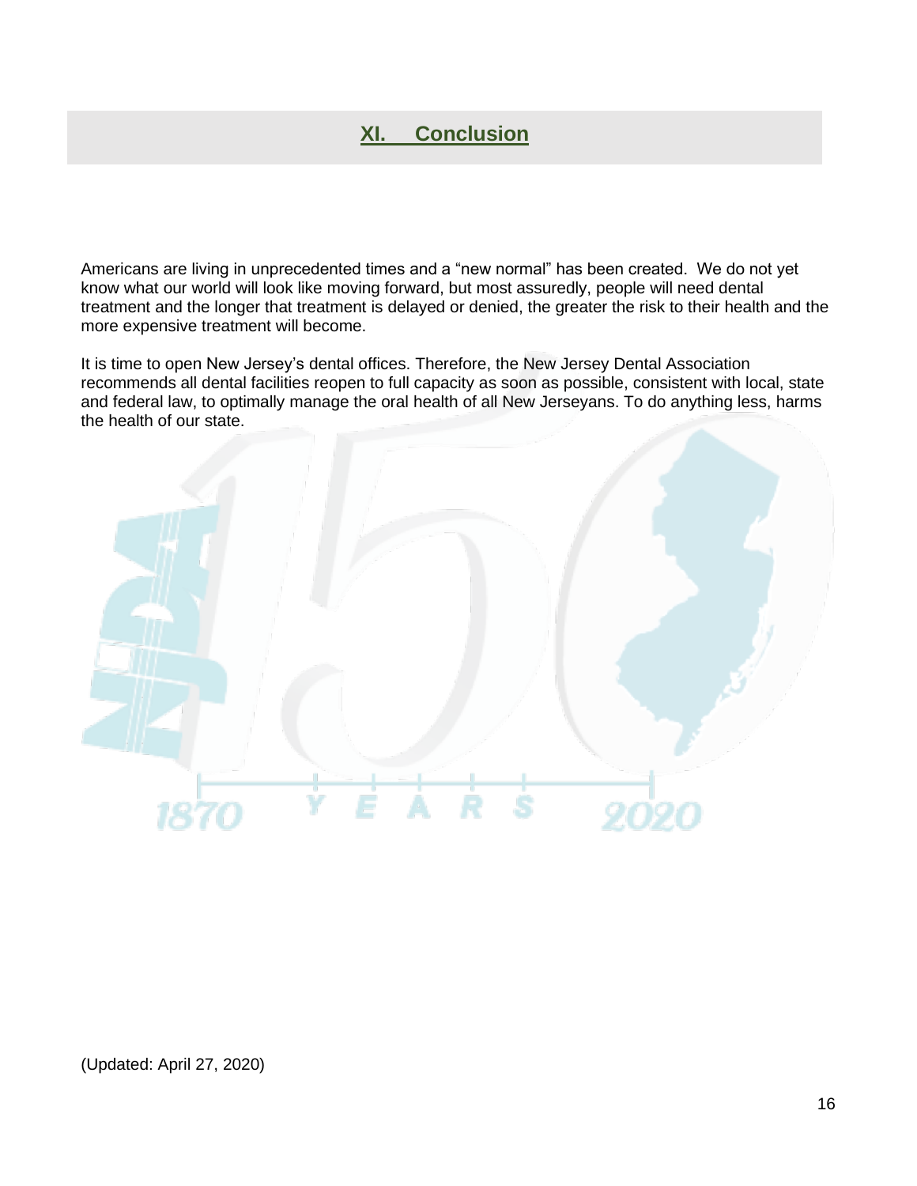## XI. Conclusion

Americans are living in unprecedented times and a “new normal” has been created. We do not yet know what our world will look like moving forward, but most assuredly, people will need dental treatment and the longer that treatment is delayed or denied, the greater the risk to their health and the more expensive treatment will become.

It is time to open New Jersey’s dental offices. Therefore, the New Jersey Dental Association recommends all dental facilities reopen to full capacity as soon as possible, consistent with local, state and federal law, to optimally manage the oral health of all New Jerseyans. To do anything less, harms the health of our state.

(Updated: April 27, 2020)